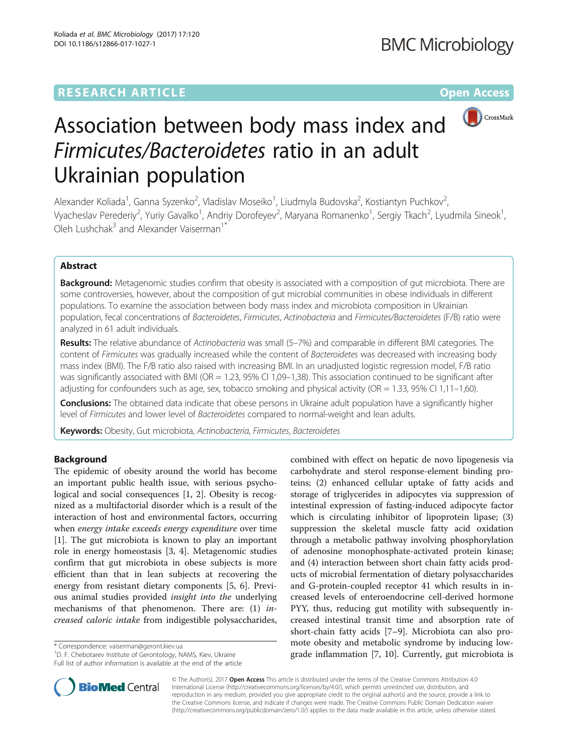RESEARCH ARTICLE Open Access

# Association between body mass index and *Firmicutes/Bacteroidetes* ratio in an adult Ukrainian population

Alexander Koliada[1], Ganna Syzenko[2], Vladislav Moseiko[1], Liudmyla Budovska[2], Kostiantyn Puchkov[2], Vyacheslav Perederiy[2], Yuriy Gavalko[1], Andriy Dorofeyev[2], Maryana Romanenko[1], Sergiy Tkach[2], Lyudmila Sineok[1], Oleh Lushchak[3] and Alexander Vaiserman[1*]

## Abstract

**Background:** Metagenomic studies confirm that obesity is associated with a composition of gut microbiota. There are some controversies, however, about the composition of gut microbial communities in obese individuals in different populations. To examine the association between body mass index and microbiota composition in Ukrainian population, fecal concentrations of *Bacteroidetes*, *Firmicutes*, *Actinobacteria* and *Firmicutes/Bacteroidetes* (F/B) ratio were analyzed in 61 adult individuals.

**Results:** The relative abundance of *Actinobacteria* was small (5–7%) and comparable in different BMI categories. The content of *Firmicutes* was gradually increased while the content of *Bacteroidetes* was decreased with increasing body mass index (BMI). The F/B ratio also raised with increasing BMI. In an unadjusted logistic regression model, F/B ratio was significantly associated with BMI (OR = 1.23, 95% CI 1,09–1,38). This association continued to be significant after adjusting for confounders such as age, sex, tobacco smoking and physical activity (OR = 1.33, 95% CI 1,11–1,60).

**Conclusions:** The obtained data indicate that obese persons in Ukraine adult population have a significantly higher level of *Firmicutes* and lower level of *Bacteroidetes* compared to normal-weight and lean adults.

**Keywords:** Obesity, Gut microbiota, *Actinobacteria*, *Firmicutes*, *Bacteroidetes*

## Background

The epidemic of obesity around the world has become an important public health issue, with serious psychological and social consequences [1, 2]. Obesity is recognized as a multifactorial disorder which is a result of the interaction of host and environmental factors, occurring when *energy intake exceeds energy expenditure* over time [1]. The gut microbiota is known to play an important role in energy homeostasis [3, 4]. Metagenomic studies confirm that gut microbiota in obese subjects is more efficient than that in lean subjects at recovering the energy from resistant dietary components [5, 6]. Previous animal studies provided *insight into the* underlying mechanisms of that phenomenon. There are: (1) *increased caloric intake* from indigestible polysaccharides, combined with effect on hepatic de novo lipogenesis via carbohydrate and sterol response-element binding proteins; (2) enhanced cellular uptake of fatty acids and storage of triglycerides in adipocytes via suppression of intestinal expression of fasting-induced adipocyte factor which is circulating inhibitor of lipoprotein lipase; (3) suppression the skeletal muscle fatty acid oxidation through a metabolic pathway involving phosphorylation of adenosine monophosphate-activated protein kinase; and (4) interaction between short chain fatty acids products of microbial fermentation of dietary polysaccharides and G-protein-coupled receptor 41 which results in increased levels of enteroendocrine cell-derived hormone PYY, thus, reducing gut motility with subsequently increased intestinal transit time and absorption rate of short-chain fatty acids [7–9]. Microbiota can also promote obesity and metabolic syndrome by inducing low-grade inflammation [7, 10]. Currently, gut microbiota is

\* Correspondence: vaiserman@geront.kiev.ua
[1]D. F. Chebotarev Institute of Gerontology, NAMS, Kiev, Ukraine
Full list of author information is available at the end of the article

© The Author(s). 2017 **Open Access** This article is distributed under the terms of the Creative Commons Attribution 4.0 International License (http://creativecommons.org/licenses/by/4.0/), which permits unrestricted use, distribution, and reproduction in any medium, provided you give appropriate credit to the original author(s) and the source, provide a link to the Creative Commons license, and indicate if changes were made. The Creative Commons Public Domain Dedication waiver (http://creativecommons.org/publicdomain/zero/1.0/) applies to the data made available in this article, unless otherwise stated.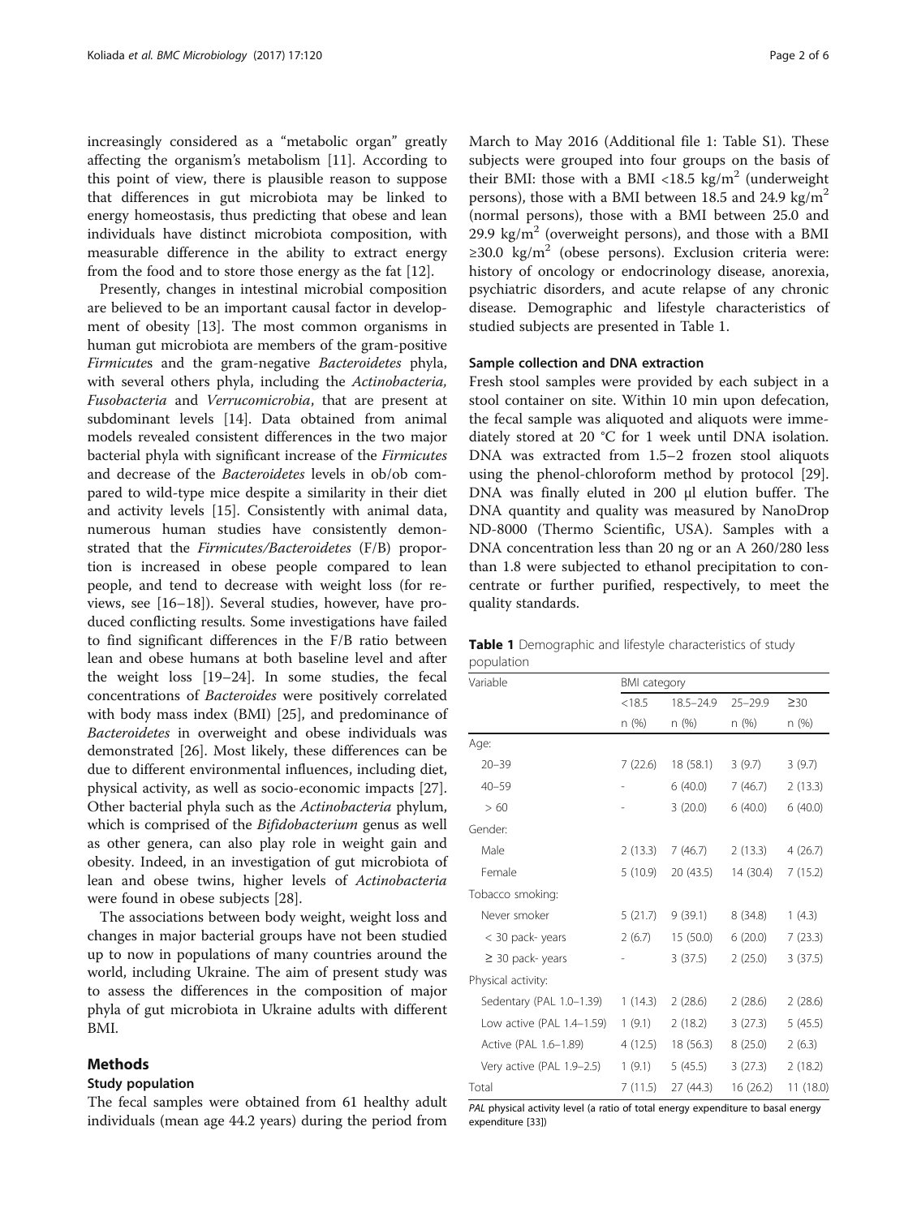increasingly considered as a "metabolic organ" greatly affecting the organism's metabolism [11]. According to this point of view, there is plausible reason to suppose that differences in gut microbiota may be linked to energy homeostasis, thus predicting that obese and lean individuals have distinct microbiota composition, with measurable difference in the ability to extract energy from the food and to store those energy as the fat [12].

Presently, changes in intestinal microbial composition are believed to be an important causal factor in development of obesity [13]. The most common organisms in human gut microbiota are members of the gram-positive *Firmicute*s and the gram-negative *Bacteroidetes* phyla, with several others phyla, including the *Actinobacteria, Fusobacteria* and *Verrucomicrobia*, that are present at subdominant levels [14]. Data obtained from animal models revealed consistent differences in the two major bacterial phyla with significant increase of the *Firmicutes* and decrease of the *Bacteroidetes* levels in ob/ob compared to wild-type mice despite a similarity in their diet and activity levels [15]. Consistently with animal data, numerous human studies have consistently demonstrated that the *Firmicutes/Bacteroidetes* (F/B) proportion is increased in obese people compared to lean people, and tend to decrease with weight loss (for reviews, see [16–18]). Several studies, however, have produced conflicting results. Some investigations have failed to find significant differences in the F/B ratio between lean and obese humans at both baseline level and after the weight loss [19–24]. In some studies, the fecal concentrations of *Bacteroides* were positively correlated with body mass index (BMI) [25], and predominance of *Bacteroidetes* in overweight and obese individuals was demonstrated [26]. Most likely, these differences can be due to different environmental influences, including diet, physical activity, as well as socio-economic impacts [27]. Other bacterial phyla such as the *Actinobacteria* phylum, which is comprised of the *Bifidobacterium* genus as well as other genera, can also play role in weight gain and obesity. Indeed, in an investigation of gut microbiota of lean and obese twins, higher levels of *Actinobacteria* were found in obese subjects [28].

The associations between body weight, weight loss and changes in major bacterial groups have not been studied up to now in populations of many countries around the world, including Ukraine. The aim of present study was to assess the differences in the composition of major phyla of gut microbiota in Ukraine adults with different BMI.

## Methods

### Study population

The fecal samples were obtained from 61 healthy adult individuals (mean age 44.2 years) during the period from March to May 2016 (Additional file 1: Table S1). These subjects were grouped into four groups on the basis of their BMI: those with a BMI <18.5 kg/m$^2$ (underweight persons), those with a BMI between 18.5 and 24.9 kg/m$^2$ (normal persons), those with a BMI between 25.0 and 29.9 kg/m$^2$ (overweight persons), and those with a BMI ≥30.0 kg/m$^2$ (obese persons). Exclusion criteria were: history of oncology or endocrinology disease, anorexia, psychiatric disorders, and acute relapse of any chronic disease. Demographic and lifestyle characteristics of studied subjects are presented in Table 1.

### Sample collection and DNA extraction

Fresh stool samples were provided by each subject in a stool container on site. Within 10 min upon defecation, the fecal sample was aliquoted and aliquots were immediately stored at 20 °C for 1 week until DNA isolation. DNA was extracted from 1.5–2 frozen stool aliquots using the phenol-chloroform method by protocol [29]. DNA was finally eluted in 200 μl elution buffer. The DNA quantity and quality was measured by NanoDrop ND-8000 (Thermo Scientific, USA). Samples with a DNA concentration less than 20 ng or an A 260/280 less than 1.8 were subjected to ethanol precipitation to concentrate or further purified, respectively, to meet the quality standards.

**Table 1** Demographic and lifestyle characteristics of study population

| Variable | BMI category | | | |
|---|---|---|---|---|
| | <18.5 | 18.5–24.9 | 25–29.9 | ≥30 |
| | n (%) | n (%) | n (%) | n (%) |
| Age: | | | | |
| 20–39 | 7 (22.6) | 18 (58.1) | 3 (9.7) | 3 (9.7) |
| 40–59 | - | 6 (40.0) | 7 (46.7) | 2 (13.3) |
| > 60 | - | 3 (20.0) | 6 (40.0) | 6 (40.0) |
| Gender: | | | | |
| Male | 2 (13.3) | 7 (46.7) | 2 (13.3) | 4 (26.7) |
| Female | 5 (10.9) | 20 (43.5) | 14 (30.4) | 7 (15.2) |
| Tobacco smoking: | | | | |
| Never smoker | 5 (21.7) | 9 (39.1) | 8 (34.8) | 1 (4.3) |
| < 30 pack- years | 2 (6.7) | 15 (50.0) | 6 (20.0) | 7 (23.3) |
| ≥ 30 pack- years | - | 3 (37.5) | 2 (25.0) | 3 (37.5) |
| Physical activity: | | | | |
| Sedentary (PAL 1.0–1.39) | 1 (14.3) | 2 (28.6) | 2 (28.6) | 2 (28.6) |
| Low active (PAL 1.4–1.59) | 1 (9.1) | 2 (18.2) | 3 (27.3) | 5 (45.5) |
| Active (PAL 1.6–1.89) | 4 (12.5) | 18 (56.3) | 8 (25.0) | 2 (6.3) |
| Very active (PAL 1.9–2.5) | 1 (9.1) | 5 (45.5) | 3 (27.3) | 2 (18.2) |
| Total | 7 (11.5) | 27 (44.3) | 16 (26.2) | 11 (18.0) |

*PAL* physical activity level (a ratio of total energy expenditure to basal energy expenditure [33])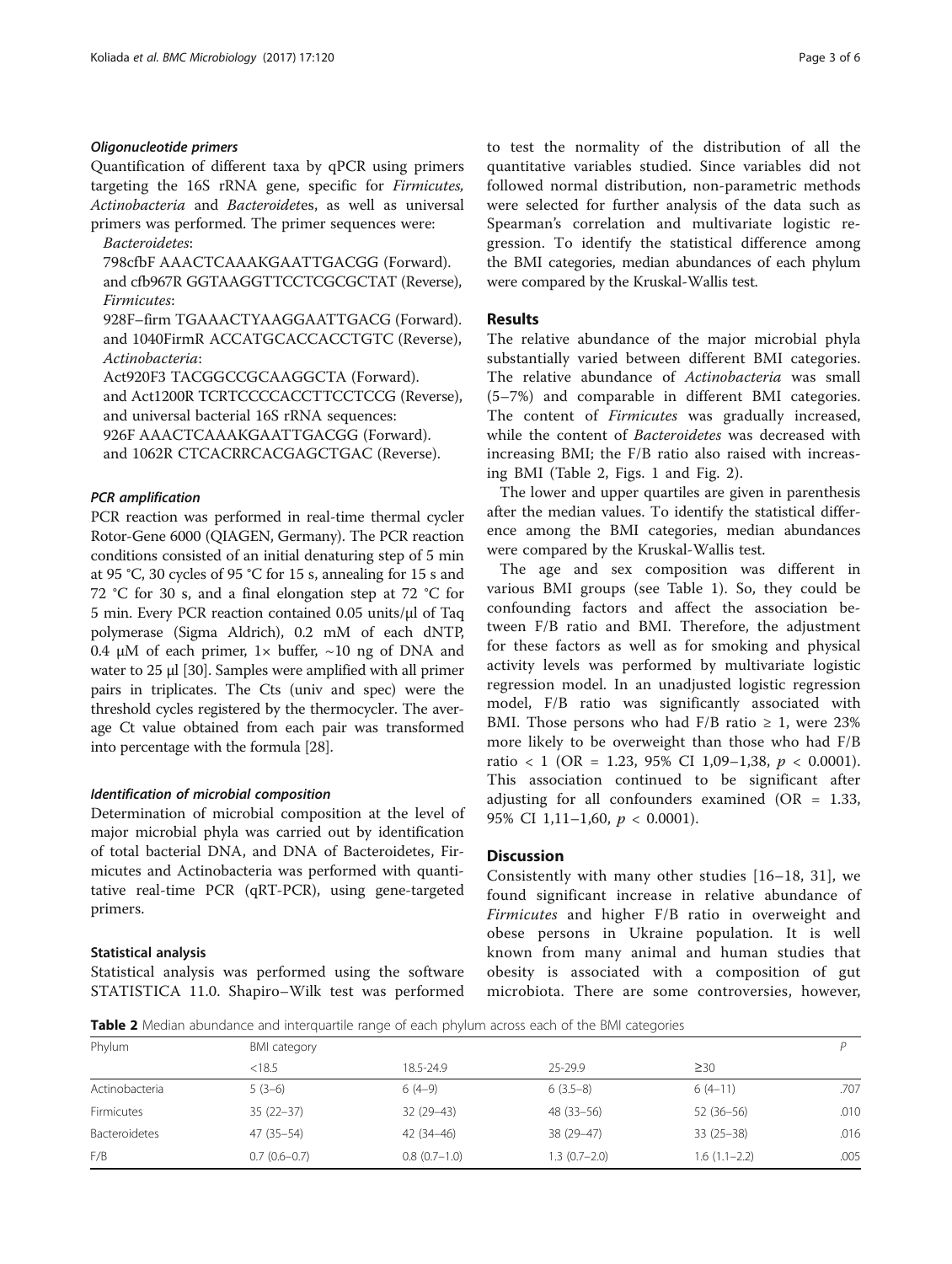#### *Oligonucleotide primers*

Quantification of different taxa by qPCR using primers targeting the 16S rRNA gene, specific for *Firmicutes, Actinobacteria* and *Bacteroidet*es, as well as universal primers was performed. The primer sequences were:

*Bacteroidetes*:

798cfbF AAACTCAAAKGAATTGACGG (Forward).
and cfb967R GGTAAGGTTCCTCGCGCTAT (Reverse),

*Firmicutes*:

928F–firm TGAAACTYAAGGAATTGACG (Forward).
and 1040FirmR ACCATGCACCACCTGTC (Reverse),

*Actinobacteria*:

Act920F3 TACGGCCGCAAGGCTA (Forward).
and Act1200R TCRTCCCCACCTTCCTCCG (Reverse),
and universal bacterial 16S rRNA sequences:
926F AAACTCAAAKGAATTGACGG (Forward).
and 1062R CTCACRRCACGAGCTGAC (Reverse).

#### *PCR amplification*

PCR reaction was performed in real-time thermal cycler Rotor-Gene 6000 (QIAGEN, Germany). The PCR reaction conditions consisted of an initial denaturing step of 5 min at 95 °C, 30 cycles of 95 °C for 15 s, annealing for 15 s and 72 °C for 30 s, and a final elongation step at 72 °C for 5 min. Every PCR reaction contained 0.05 units/μl of Taq polymerase (Sigma Aldrich), 0.2 mM of each dNTP, 0.4 μM of each primer, 1× buffer, ~10 ng of DNA and water to 25 μl [30]. Samples were amplified with all primer pairs in triplicates. The Cts (univ and spec) were the threshold cycles registered by the thermocycler. The average Ct value obtained from each pair was transformed into percentage with the formula [28].

#### *Identification of microbial composition*

Determination of microbial composition at the level of major microbial phyla was carried out by identification of total bacterial DNA, and DNA of Bacteroidetes, Firmicutes and Actinobacteria was performed with quantitative real-time PCR (qRT-PCR), using gene-targeted primers.

#### Statistical analysis

Statistical analysis was performed using the software STATISTICA 11.0. Shapiro–Wilk test was performed to test the normality of the distribution of all the quantitative variables studied. Since variables did not followed normal distribution, non-parametric methods were selected for further analysis of the data such as Spearman's correlation and multivariate logistic regression. To identify the statistical difference among the BMI categories, median abundances of each phylum were compared by the Kruskal-Wallis test.

## Results

The relative abundance of the major microbial phyla substantially varied between different BMI categories. The relative abundance of *Actinobacteria* was small (5–7%) and comparable in different BMI categories. The content of *Firmicutes* was gradually increased, while the content of *Bacteroidetes* was decreased with increasing BMI; the F/B ratio also raised with increasing BMI (Table 2, Figs. 1 and Fig. 2).

The lower and upper quartiles are given in parenthesis after the median values. To identify the statistical difference among the BMI categories, median abundances were compared by the Kruskal-Wallis test.

The age and sex composition was different in various BMI groups (see Table 1). So, they could be confounding factors and affect the association between F/B ratio and BMI. Therefore, the adjustment for these factors as well as for smoking and physical activity levels was performed by multivariate logistic regression model. In an unadjusted logistic regression model, F/B ratio was significantly associated with BMI. Those persons who had F/B ratio ≥ 1, were 23% more likely to be overweight than those who had F/B ratio < 1 (OR = 1.23, 95% CI 1,09–1,38, $p < 0.0001$). This association continued to be significant after adjusting for all confounders examined (OR = 1.33, 95% CI 1,11–1,60, $p < 0.0001$).

## Discussion

Consistently with many other studies [16–18, 31], we found significant increase in relative abundance of *Firmicutes* and higher F/B ratio in overweight and obese persons in Ukraine population. It is well known from many animal and human studies that obesity is associated with a composition of gut microbiota. There are some controversies, however,

**Table 2** Median abundance and interquartile range of each phylum across each of the BMI categories

| Phylum | BMI category | | | | *P* |
|---|---|---|---|---|---|
| | <18.5 | 18.5-24.9 | 25-29.9 | ≥30 | |
| Actinobacteria | 5 (3–6) | 6 (4–9) | 6 (3.5–8) | 6 (4–11) | .707 |
| Firmicutes | 35 (22–37) | 32 (29–43) | 48 (33–56) | 52 (36–56) | .010 |
| Bacteroidetes | 47 (35–54) | 42 (34–46) | 38 (29–47) | 33 (25–38) | .016 |
| F/B | 0.7 (0.6–0.7) | 0.8 (0.7–1.0) | 1.3 (0.7–2.0) | 1.6 (1.1–2.2) | .005 |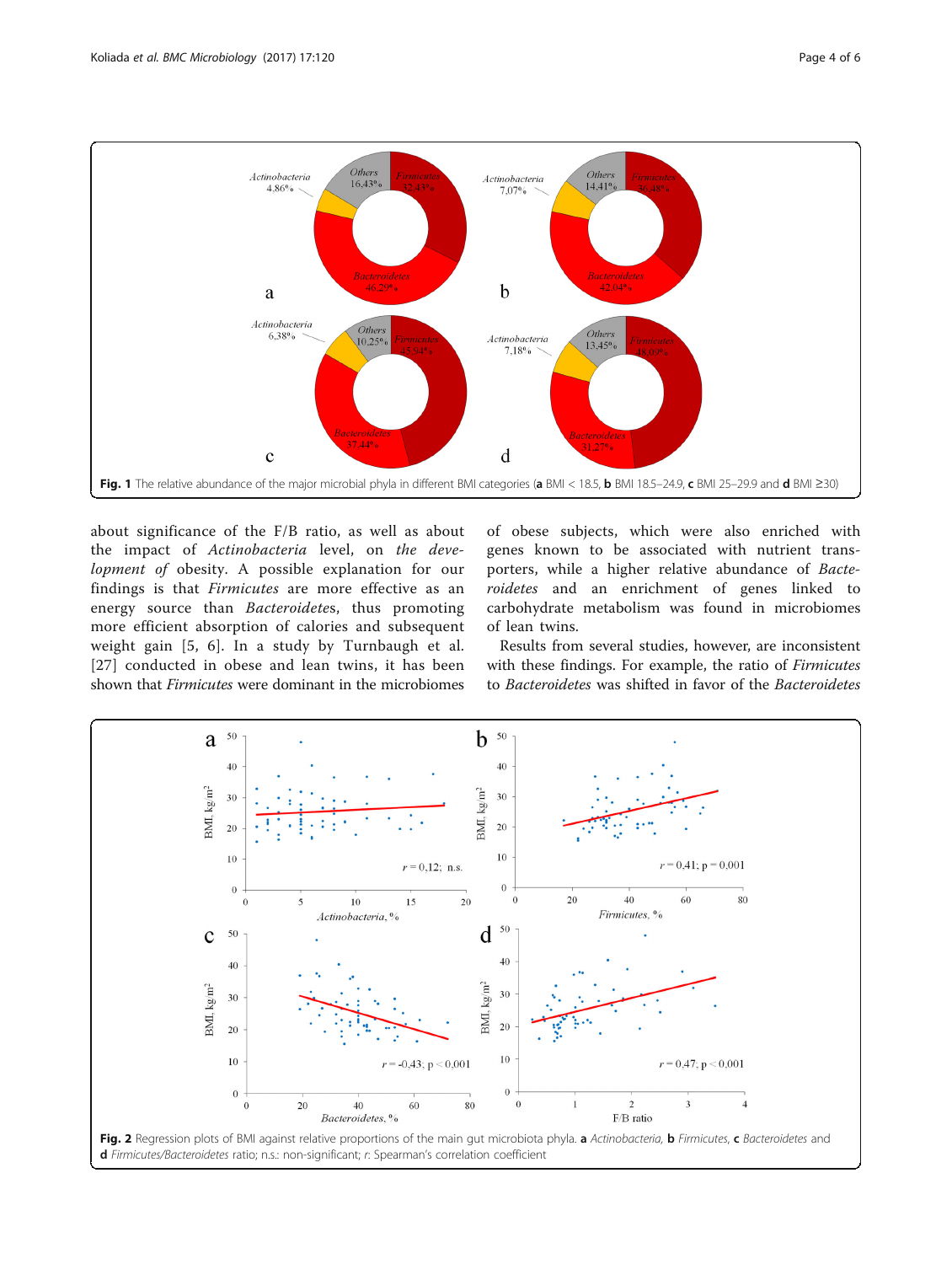Fig. 1 The relative abundance of the major microbial phyla in different BMI categories (**a** BMI < 18.5, **b** BMI 18.5–24.9, **c** BMI 25–29.9 and **d** BMI ≥30)

about significance of the F/B ratio, as well as about the impact of *Actinobacteria* level, on *the development of* obesity. A possible explanation for our findings is that *Firmicutes* are more effective as an energy source than *Bacteroidetes*, thus promoting more efficient absorption of calories and subsequent weight gain [5, 6]. In a study by Turnbaugh et al. [27] conducted in obese and lean twins, it has been shown that *Firmicutes* were dominant in the microbiomes of obese subjects, which were also enriched with genes known to be associated with nutrient transporters, while a higher relative abundance of *Bacteroidetes* and an enrichment of genes linked to carbohydrate metabolism was found in microbiomes of lean twins.

Results from several studies, however, are inconsistent with these findings. For example, the ratio of *Firmicutes* to *Bacteroidetes* was shifted in favor of the *Bacteroidetes*

Fig. 2 Regression plots of BMI against relative proportions of the main gut microbiota phyla. **a** *Actinobacteria*, **b** *Firmicutes*, **c** *Bacteroidetes* and **d** *Firmicutes/Bacteroidetes* ratio; n.s.: non-significant; *r*: Spearman's correlation coefficient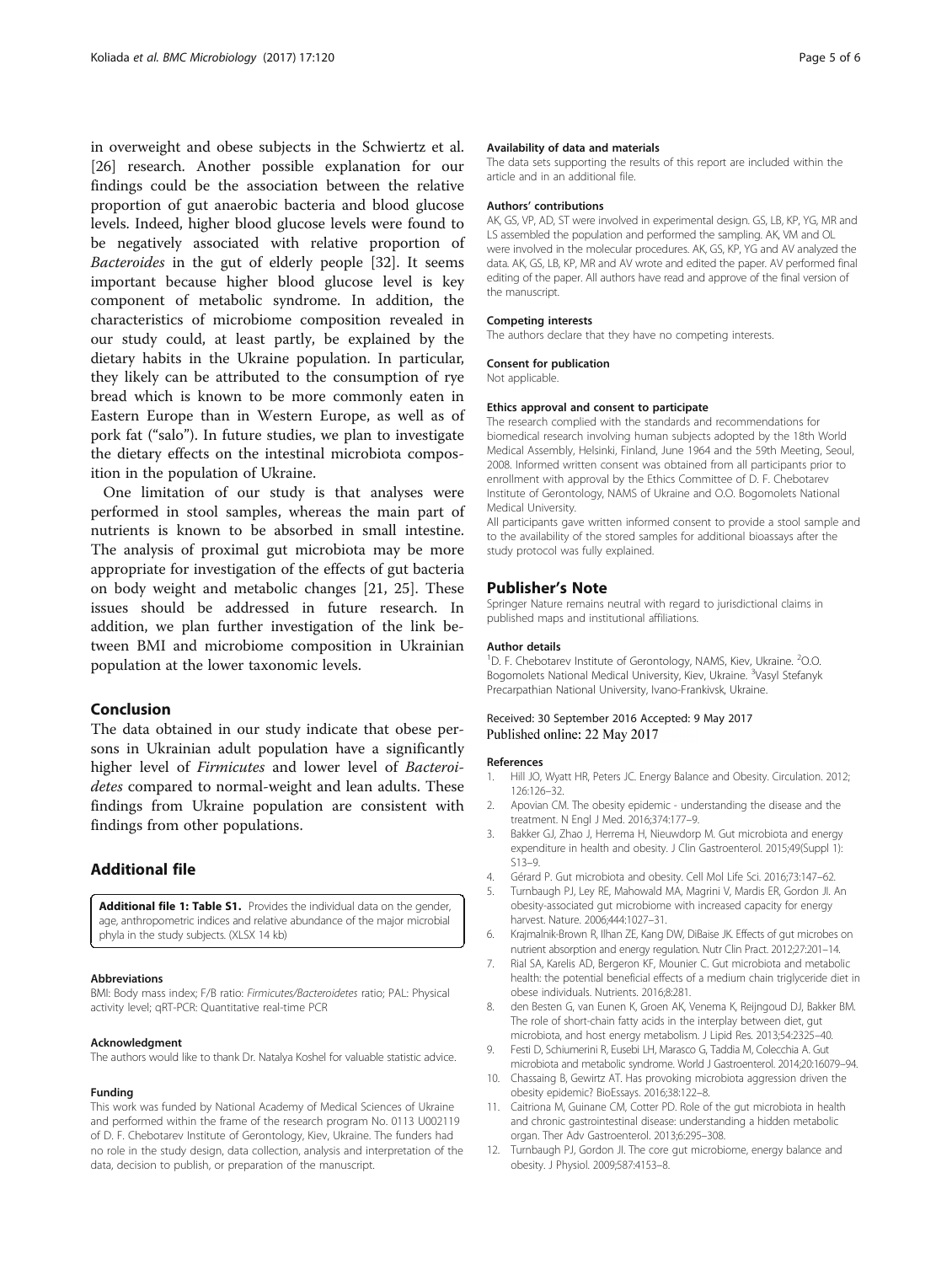in overweight and obese subjects in the Schwiertz et al. [26] research. Another possible explanation for our findings could be the association between the relative proportion of gut anaerobic bacteria and blood glucose levels. Indeed, higher blood glucose levels were found to be negatively associated with relative proportion of *Bacteroides* in the gut of elderly people [32]. It seems important because higher blood glucose level is key component of metabolic syndrome. In addition, the characteristics of microbiome composition revealed in our study could, at least partly, be explained by the dietary habits in the Ukraine population. In particular, they likely can be attributed to the consumption of rye bread which is known to be more commonly eaten in Eastern Europe than in Western Europe, as well as of pork fat ("salo"). In future studies, we plan to investigate the dietary effects on the intestinal microbiota composition in the population of Ukraine.

One limitation of our study is that analyses were performed in stool samples, whereas the main part of nutrients is known to be absorbed in small intestine. The analysis of proximal gut microbiota may be more appropriate for investigation of the effects of gut bacteria on body weight and metabolic changes [21, 25]. These issues should be addressed in future research. In addition, we plan further investigation of the link between BMI and microbiome composition in Ukrainian population at the lower taxonomic levels.

## Conclusion

The data obtained in our study indicate that obese persons in Ukrainian adult population have a significantly higher level of *Firmicutes* and lower level of *Bacteroidetes* compared to normal-weight and lean adults. These findings from Ukraine population are consistent with findings from other populations.

## Additional file

**Additional file 1: Table S1.** Provides the individual data on the gender, age, anthropometric indices and relative abundance of the major microbial phyla in the study subjects. (XLSX 14 kb)

#### Abbreviations

BMI: Body mass index; F/B ratio: *Firmicutes/Bacteroidetes* ratio; PAL: Physical activity level; qRT-PCR: Quantitative real-time PCR

#### Acknowledgment

The authors would like to thank Dr. Natalya Koshel for valuable statistic advice.

#### Funding

This work was funded by National Academy of Medical Sciences of Ukraine and performed within the frame of the research program No. 0113 U002119 of D. F. Chebotarev Institute of Gerontology, Kiev, Ukraine. The funders had no role in the study design, data collection, analysis and interpretation of the data, decision to publish, or preparation of the manuscript.

#### Availability of data and materials

The data sets supporting the results of this report are included within the article and in an additional file.

#### Authors' contributions

AK, GS, VP, AD, ST were involved in experimental design. GS, LB, KP, YG, MR and LS assembled the population and performed the sampling. AK, VM and OL were involved in the molecular procedures. AK, GS, KP, YG and AV analyzed the data. AK, GS, LB, KP, MR and AV wrote and edited the paper. AV performed final editing of the paper. All authors have read and approve of the final version of the manuscript.

#### Competing interests

The authors declare that they have no competing interests.

#### Consent for publication

Not applicable.

#### Ethics approval and consent to participate

The research complied with the standards and recommendations for biomedical research involving human subjects adopted by the 18th World Medical Assembly, Helsinki, Finland, June 1964 and the 59th Meeting, Seoul, 2008. Informed written consent was obtained from all participants prior to enrollment with approval by the Ethics Committee of D. F. Chebotarev Institute of Gerontology, NAMS of Ukraine and O.O. Bogomolets National Medical University.

All participants gave written informed consent to provide a stool sample and to the availability of the stored samples for additional bioassays after the study protocol was fully explained.

## Publisher's Note

Springer Nature remains neutral with regard to jurisdictional claims in published maps and institutional affiliations.

#### Author details

[1]D. F. Chebotarev Institute of Gerontology, NAMS, Kiev, Ukraine. [2]O.O. Bogomolets National Medical University, Kiev, Ukraine. [3]Vasyl Stefanyk Precarpathian National University, Ivano-Frankivsk, Ukraine.

Received: 30 September 2016 Accepted: 9 May 2017
Published online: 22 May 2017

#### References

1. Hill JO, Wyatt HR, Peters JC. Energy Balance and Obesity. Circulation. 2012; 126:126–32.
2. Apovian CM. The obesity epidemic - understanding the disease and the treatment. N Engl J Med. 2016;374:177–9.
3. Bakker GJ, Zhao J, Herrema H, Nieuwdorp M. Gut microbiota and energy expenditure in health and obesity. J Clin Gastroenterol. 2015;49(Suppl 1): S13–9.
4. Gérard P. Gut microbiota and obesity. Cell Mol Life Sci. 2016;73:147–62.
5. Turnbaugh PJ, Ley RE, Mahowald MA, Magrini V, Mardis ER, Gordon JI. An obesity-associated gut microbiome with increased capacity for energy harvest. Nature. 2006;444:1027–31.
6. Krajmalnik-Brown R, Ilhan ZE, Kang DW, DiBaise JK. Effects of gut microbes on nutrient absorption and energy regulation. Nutr Clin Pract. 2012;27:201–14.
7. Rial SA, Karelis AD, Bergeron KF, Mounier C. Gut microbiota and metabolic health: the potential beneficial effects of a medium chain triglyceride diet in obese individuals. Nutrients. 2016;8:281.
8. den Besten G, van Eunen K, Groen AK, Venema K, Reijngoud DJ, Bakker BM. The role of short-chain fatty acids in the interplay between diet, gut microbiota, and host energy metabolism. J Lipid Res. 2013;54:2325–40.
9. Festi D, Schiumerini R, Eusebi LH, Marasco G, Taddia M, Colecchia A. Gut microbiota and metabolic syndrome. World J Gastroenterol. 2014;20:16079–94.
10. Chassaing B, Gewirtz AT. Has provoking microbiota aggression driven the obesity epidemic? BioEssays. 2016;38:122–8.
11. Caitriona M, Guinane CM, Cotter PD. Role of the gut microbiota in health and chronic gastrointestinal disease: understanding a hidden metabolic organ. Ther Adv Gastroenterol. 2013;6:295–308.
12. Turnbaugh PJ, Gordon JI. The core gut microbiome, energy balance and obesity. J Physiol. 2009;587:4153–8.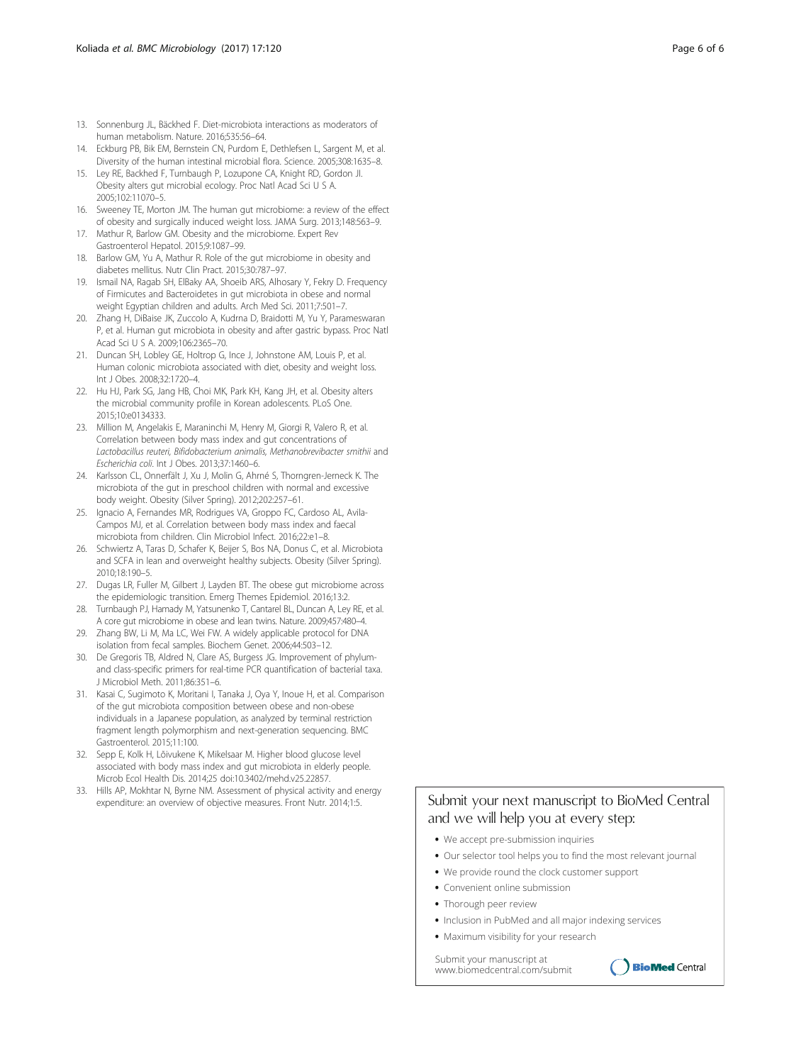13. Sonnenburg JL, Bäckhed F. Diet-microbiota interactions as moderators of human metabolism. Nature. 2016;535:56–64.
14. Eckburg PB, Bik EM, Bernstein CN, Purdom E, Dethlefsen L, Sargent M, et al. Diversity of the human intestinal microbial flora. Science. 2005;308:1635–8.
15. Ley RE, Backhed F, Turnbaugh P, Lozupone CA, Knight RD, Gordon JI. Obesity alters gut microbial ecology. Proc Natl Acad Sci U S A. 2005;102:11070–5.
16. Sweeney TE, Morton JM. The human gut microbiome: a review of the effect of obesity and surgically induced weight loss. JAMA Surg. 2013;148:563–9.
17. Mathur R, Barlow GM. Obesity and the microbiome. Expert Rev Gastroenterol Hepatol. 2015;9:1087–99.
18. Barlow GM, Yu A, Mathur R. Role of the gut microbiome in obesity and diabetes mellitus. Nutr Clin Pract. 2015;30:787–97.
19. Ismail NA, Ragab SH, ElBaky AA, Shoeib ARS, Alhosary Y, Fekry D. Frequency of Firmicutes and Bacteroidetes in gut microbiota in obese and normal weight Egyptian children and adults. Arch Med Sci. 2011;7:501–7.
20. Zhang H, DiBaise JK, Zuccolo A, Kudrna D, Braidotti M, Yu Y, Parameswaran P, et al. Human gut microbiota in obesity and after gastric bypass. Proc Natl Acad Sci U S A. 2009;106:2365–70.
21. Duncan SH, Lobley GE, Holtrop G, Ince J, Johnstone AM, Louis P, et al. Human colonic microbiota associated with diet, obesity and weight loss. Int J Obes. 2008;32:1720–4.
22. Hu HJ, Park SG, Jang HB, Choi MK, Park KH, Kang JH, et al. Obesity alters the microbial community profile in Korean adolescents. PLoS One. 2015;10:e0134333.
23. Million M, Angelakis E, Maraninchi M, Henry M, Giorgi R, Valero R, et al. Correlation between body mass index and gut concentrations of *Lactobacillus reuteri, Bifidobacterium animalis, Methanobrevibacter smithii* and *Escherichia coli*. Int J Obes. 2013;37:1460–6.
24. Karlsson CL, Onnerfält J, Xu J, Molin G, Ahrné S, Thorngren-Jerneck K. The microbiota of the gut in preschool children with normal and excessive body weight. Obesity (Silver Spring). 2012;202:257–61.
25. Ignacio A, Fernandes MR, Rodrigues VA, Groppo FC, Cardoso AL, Avila-Campos MJ, et al. Correlation between body mass index and faecal microbiota from children. Clin Microbiol Infect. 2016;22:e1–8.
26. Schwiertz A, Taras D, Schafer K, Beijer S, Bos NA, Donus C, et al. Microbiota and SCFA in lean and overweight healthy subjects. Obesity (Silver Spring). 2010;18:190–5.
27. Dugas LR, Fuller M, Gilbert J, Layden BT. The obese gut microbiome across the epidemiologic transition. Emerg Themes Epidemiol. 2016;13:2.
28. Turnbaugh PJ, Hamady M, Yatsunenko T, Cantarel BL, Duncan A, Ley RE, et al. A core gut microbiome in obese and lean twins. Nature. 2009;457:480–4.
29. Zhang BW, Li M, Ma LC, Wei FW. A widely applicable protocol for DNA isolation from fecal samples. Biochem Genet. 2006;44:503–12.
30. De Gregoris TB, Aldred N, Clare AS, Burgess JG. Improvement of phylum- and class-specific primers for real-time PCR quantification of bacterial taxa. J Microbiol Meth. 2011;86:351–6.
31. Kasai C, Sugimoto K, Moritani I, Tanaka J, Oya Y, Inoue H, et al. Comparison of the gut microbiota composition between obese and non-obese individuals in a Japanese population, as analyzed by terminal restriction fragment length polymorphism and next-generation sequencing. BMC Gastroenterol. 2015;11:100.
32. Sepp E, Kolk H, Lõivukene K, Mikelsaar M. Higher blood glucose level associated with body mass index and gut microbiota in elderly people. Microb Ecol Health Dis. 2014;25 doi:10.3402/mehd.v25.22857.
33. Hills AP, Mokhtar N, Byrne NM. Assessment of physical activity and energy expenditure: an overview of objective measures. Front Nutr. 2014;1:5.

Submit your next manuscript to BioMed Central and we will help you at every step:

- We accept pre-submission inquiries
- Our selector tool helps you to find the most relevant journal
- We provide round the clock customer support
- Convenient online submission
- Thorough peer review
- Inclusion in PubMed and all major indexing services
- Maximum visibility for your research

Submit your manuscript at www.biomedcentral.com/submit

BioMed Central